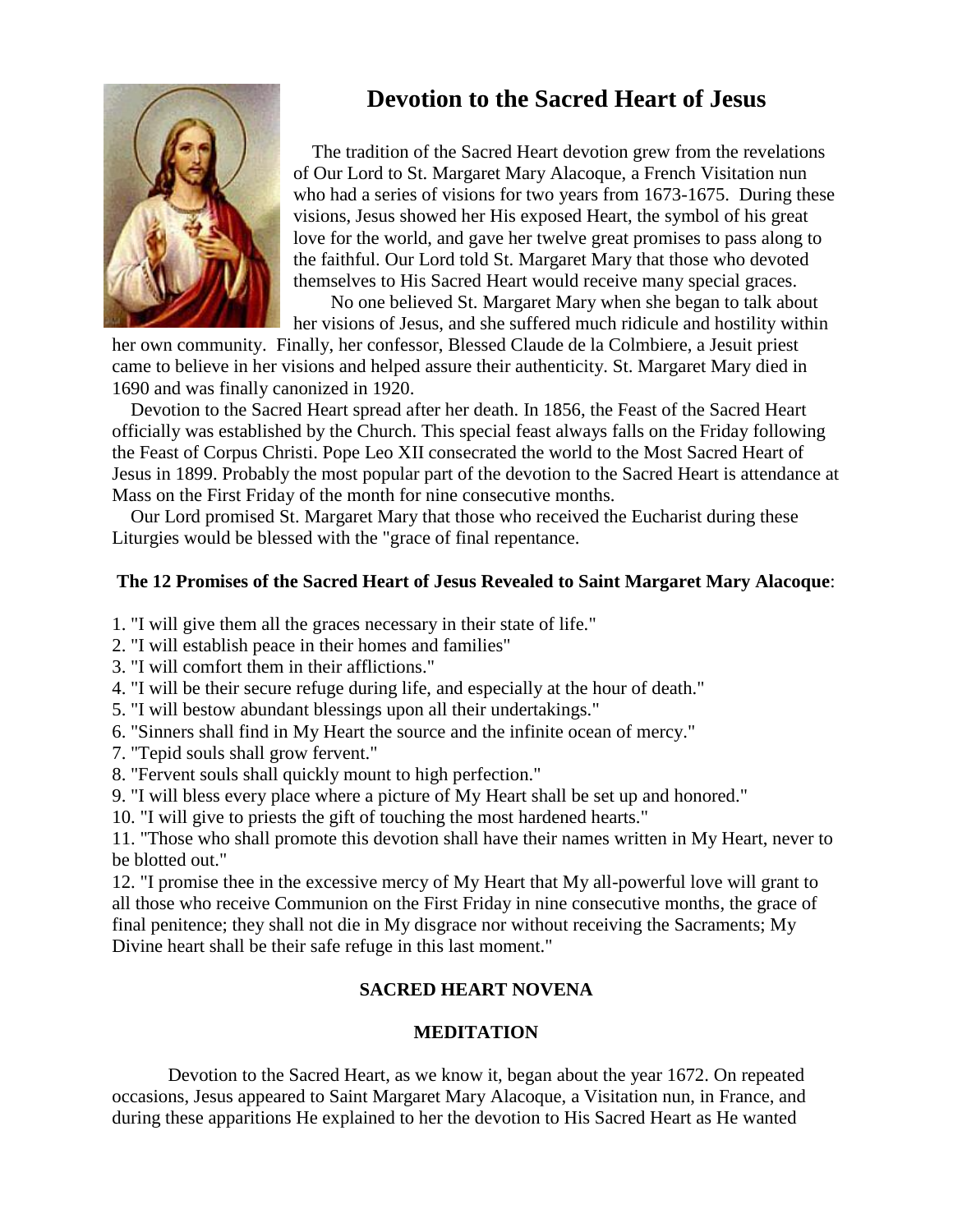# Devotion to the Sacred Heart of Jesus

The tradition of the Sacred Heart devotion grew from the revelations of Our Lord to St. Margaret Mary Alacoque, a French Visitation nun who had a series of visions for two years from 1673-1675. During these visions, Jesus showed her His exposed Heart, the symbol of his great love for the world, and gave her twelve great promises to pass along to the faithful. Our Lord told St. Margaret Mary that those who devoted themselves to His Sacred Heart would receive many special graces.

No one believed St. Margaret Mary when she began to talk about her visions of Jesus, and she suffered much ridicule and hostility within her own community. Finally, her confessor, Blessed Claude de la Colmbiere, a Jesuit priest came to believe in her visions and helped assure their authenticity. St. Margaret Mary died in 1690 and was finally canonized in 1920.

Devotion to the Sacred Heart spread after her death. In 1856, the Feast of the Sacred Heart officially was established by the Church. This special feast always falls on the Friday following the Feast of Corpus Christi. Pope Leo XII consecrated the world to the Most Sacred Heart of Jesus in 1899. Probably the most popular part of the devotion to the Sacred Heart is attendance at Mass on the First Friday of the month for nine consecutive months.

Our Lord promised St. Margaret Mary that those who received the Eucharist during these Liturgies would be blessed with the "grace of final repentance.

**The 12 Promises of the Sacred Heart of Jesus Revealed to Saint Margaret Mary Alacoque**:

1. "I will give them all the graces necessary in their state of life."
2. "I will establish peace in their homes and families"
3. "I will comfort them in their afflictions."
4. "I will be their secure refuge during life, and especially at the hour of death."
5. "I will bestow abundant blessings upon all their undertakings."
6. "Sinners shall find in My Heart the source and the infinite ocean of mercy."
7. "Tepid souls shall grow fervent."
8. "Fervent souls shall quickly mount to high perfection."
9. "I will bless every place where a picture of My Heart shall be set up and honored."
10. "I will give to priests the gift of touching the most hardened hearts."
11. "Those who shall promote this devotion shall have their names written in My Heart, never to be blotted out."
12. "I promise thee in the excessive mercy of My Heart that My all-powerful love will grant to all those who receive Communion on the First Friday in nine consecutive months, the grace of final penitence; they shall not die in My disgrace nor without receiving the Sacraments; My Divine heart shall be their safe refuge in this last moment."

## SACRED HEART NOVENA

### MEDITATION

Devotion to the Sacred Heart, as we know it, began about the year 1672. On repeated occasions, Jesus appeared to Saint Margaret Mary Alacoque, a Visitation nun, in France, and during these apparitions He explained to her the devotion to His Sacred Heart as He wanted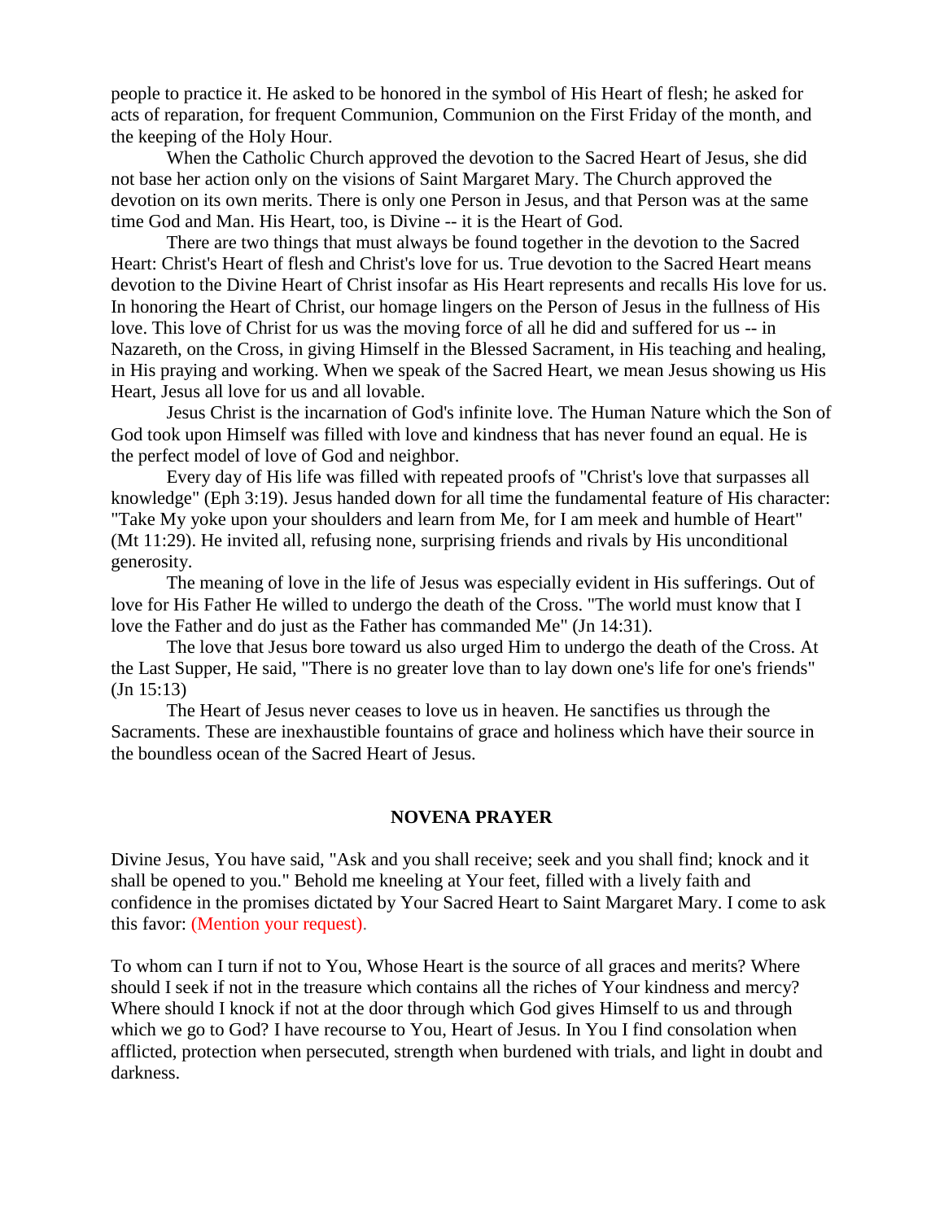people to practice it. He asked to be honored in the symbol of His Heart of flesh; he asked for acts of reparation, for frequent Communion, Communion on the First Friday of the month, and the keeping of the Holy Hour.

When the Catholic Church approved the devotion to the Sacred Heart of Jesus, she did not base her action only on the visions of Saint Margaret Mary. The Church approved the devotion on its own merits. There is only one Person in Jesus, and that Person was at the same time God and Man. His Heart, too, is Divine -- it is the Heart of God.

There are two things that must always be found together in the devotion to the Sacred Heart: Christ's Heart of flesh and Christ's love for us. True devotion to the Sacred Heart means devotion to the Divine Heart of Christ insofar as His Heart represents and recalls His love for us. In honoring the Heart of Christ, our homage lingers on the Person of Jesus in the fullness of His love. This love of Christ for us was the moving force of all he did and suffered for us -- in Nazareth, on the Cross, in giving Himself in the Blessed Sacrament, in His teaching and healing, in His praying and working. When we speak of the Sacred Heart, we mean Jesus showing us His Heart, Jesus all love for us and all lovable.

Jesus Christ is the incarnation of God's infinite love. The Human Nature which the Son of God took upon Himself was filled with love and kindness that has never found an equal. He is the perfect model of love of God and neighbor.

Every day of His life was filled with repeated proofs of "Christ's love that surpasses all knowledge" (Eph 3:19). Jesus handed down for all time the fundamental feature of His character: "Take My yoke upon your shoulders and learn from Me, for I am meek and humble of Heart" (Mt 11:29). He invited all, refusing none, surprising friends and rivals by His unconditional generosity.

The meaning of love in the life of Jesus was especially evident in His sufferings. Out of love for His Father He willed to undergo the death of the Cross. "The world must know that I love the Father and do just as the Father has commanded Me" (Jn 14:31).

The love that Jesus bore toward us also urged Him to undergo the death of the Cross. At the Last Supper, He said, "There is no greater love than to lay down one's life for one's friends" (Jn 15:13)

The Heart of Jesus never ceases to love us in heaven. He sanctifies us through the Sacraments. These are inexhaustible fountains of grace and holiness which have their source in the boundless ocean of the Sacred Heart of Jesus.

## NOVENA PRAYER

Divine Jesus, You have said, "Ask and you shall receive; seek and you shall find; knock and it shall be opened to you." Behold me kneeling at Your feet, filled with a lively faith and confidence in the promises dictated by Your Sacred Heart to Saint Margaret Mary. I come to ask this favor: (Mention your request).

To whom can I turn if not to You, Whose Heart is the source of all graces and merits? Where should I seek if not in the treasure which contains all the riches of Your kindness and mercy? Where should I knock if not at the door through which God gives Himself to us and through which we go to God? I have recourse to You, Heart of Jesus. In You I find consolation when afflicted, protection when persecuted, strength when burdened with trials, and light in doubt and darkness.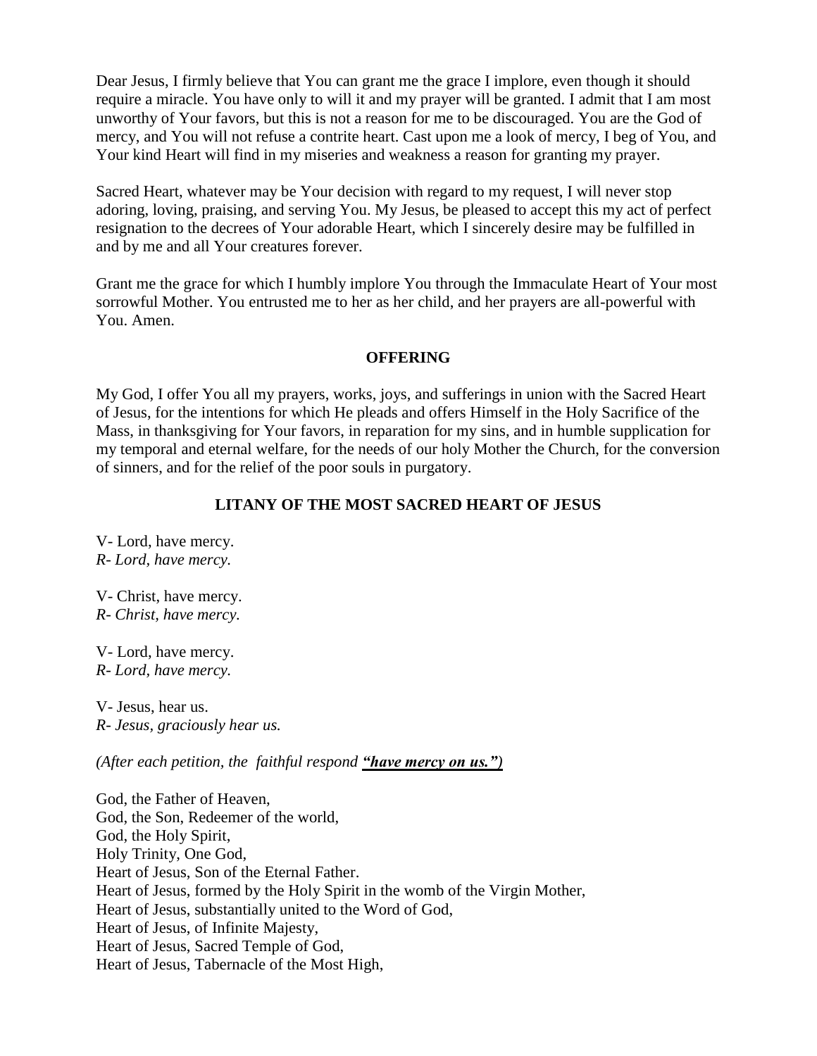Dear Jesus, I firmly believe that You can grant me the grace I implore, even though it should require a miracle. You have only to will it and my prayer will be granted. I admit that I am most unworthy of Your favors, but this is not a reason for me to be discouraged. You are the God of mercy, and You will not refuse a contrite heart. Cast upon me a look of mercy, I beg of You, and Your kind Heart will find in my miseries and weakness a reason for granting my prayer.

Sacred Heart, whatever may be Your decision with regard to my request, I will never stop adoring, loving, praising, and serving You. My Jesus, be pleased to accept this my act of perfect resignation to the decrees of Your adorable Heart, which I sincerely desire may be fulfilled in and by me and all Your creatures forever.

Grant me the grace for which I humbly implore You through the Immaculate Heart of Your most sorrowful Mother. You entrusted me to her as her child, and her prayers are all-powerful with You. Amen.

## OFFERING

My God, I offer You all my prayers, works, joys, and sufferings in union with the Sacred Heart of Jesus, for the intentions for which He pleads and offers Himself in the Holy Sacrifice of the Mass, in thanksgiving for Your favors, in reparation for my sins, and in humble supplication for my temporal and eternal welfare, for the needs of our holy Mother the Church, for the conversion of sinners, and for the relief of the poor souls in purgatory.

## LITANY OF THE MOST SACRED HEART OF JESUS

V- Lord, have mercy.
*R- Lord, have mercy.*

V- Christ, have mercy.
*R- Christ, have mercy.*

V- Lord, have mercy.
*R- Lord, have mercy.*

V- Jesus, hear us.
*R- Jesus, graciously hear us.*

*(After each petition, the faithful respond **"have mercy on us.")***

God, the Father of Heaven,
God, the Son, Redeemer of the world,
God, the Holy Spirit,
Holy Trinity, One God,
Heart of Jesus, Son of the Eternal Father.
Heart of Jesus, formed by the Holy Spirit in the womb of the Virgin Mother,
Heart of Jesus, substantially united to the Word of God,
Heart of Jesus, of Infinite Majesty,
Heart of Jesus, Sacred Temple of God,
Heart of Jesus, Tabernacle of the Most High,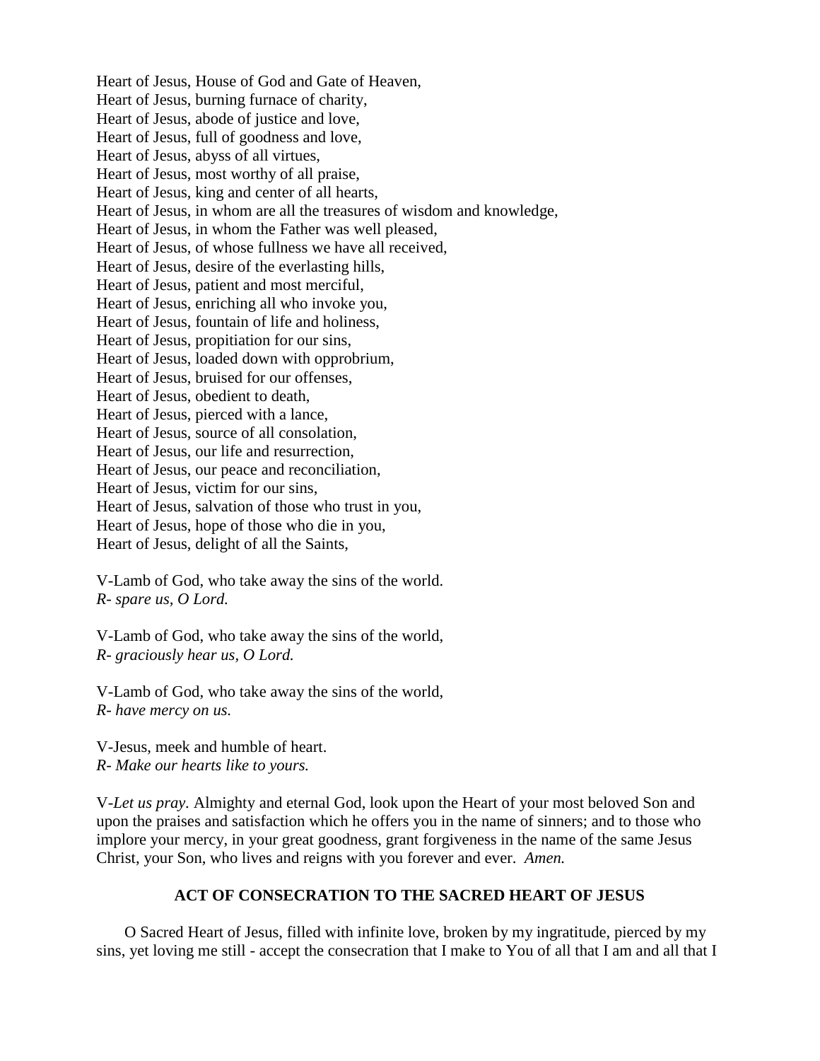Heart of Jesus, House of God and Gate of Heaven,
Heart of Jesus, burning furnace of charity,
Heart of Jesus, abode of justice and love,
Heart of Jesus, full of goodness and love,
Heart of Jesus, abyss of all virtues,
Heart of Jesus, most worthy of all praise,
Heart of Jesus, king and center of all hearts,
Heart of Jesus, in whom are all the treasures of wisdom and knowledge,
Heart of Jesus, in whom the Father was well pleased,
Heart of Jesus, of whose fullness we have all received,
Heart of Jesus, desire of the everlasting hills,
Heart of Jesus, patient and most merciful,
Heart of Jesus, enriching all who invoke you,
Heart of Jesus, fountain of life and holiness,
Heart of Jesus, propitiation for our sins,
Heart of Jesus, loaded down with opprobrium,
Heart of Jesus, bruised for our offenses,
Heart of Jesus, obedient to death,
Heart of Jesus, pierced with a lance,
Heart of Jesus, source of all consolation,
Heart of Jesus, our life and resurrection,
Heart of Jesus, our peace and reconciliation,
Heart of Jesus, victim for our sins,
Heart of Jesus, salvation of those who trust in you,
Heart of Jesus, hope of those who die in you,
Heart of Jesus, delight of all the Saints,

V-Lamb of God, who take away the sins of the world.
*R- spare us, O Lord.*

V-Lamb of God, who take away the sins of the world,
*R- graciously hear us, O Lord.*

V-Lamb of God, who take away the sins of the world,
*R- have mercy on us.*

V-Jesus, meek and humble of heart.
*R- Make our hearts like to yours.*

V-*Let us pray.* Almighty and eternal God, look upon the Heart of your most beloved Son and upon the praises and satisfaction which he offers you in the name of sinners; and to those who implore your mercy, in your great goodness, grant forgiveness in the name of the same Jesus Christ, your Son, who lives and reigns with you forever and ever. *Amen.*

**ACT OF CONSECRATION TO THE SACRED HEART OF JESUS**

O Sacred Heart of Jesus, filled with infinite love, broken by my ingratitude, pierced by my sins, yet loving me still - accept the consecration that I make to You of all that I am and all that I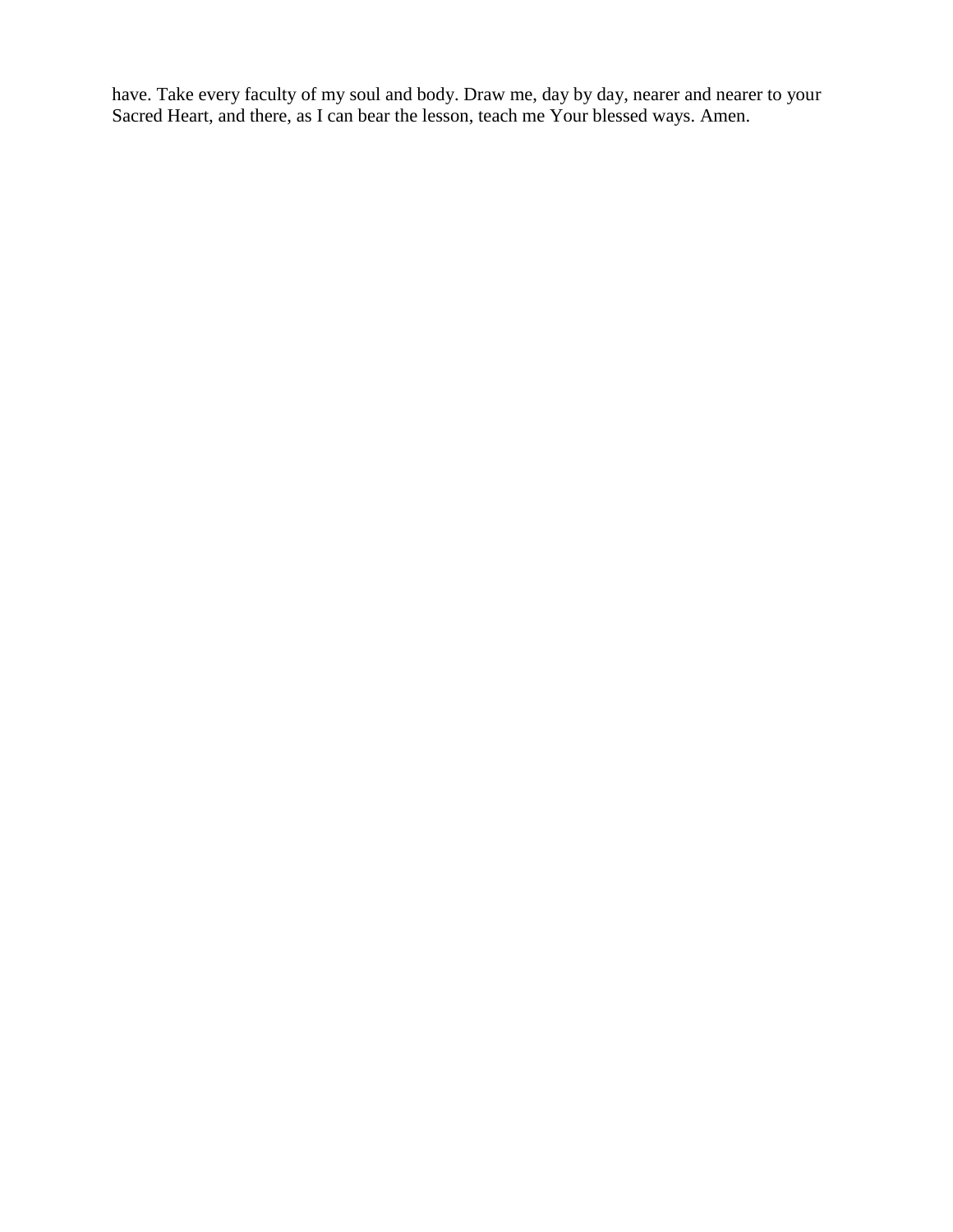have. Take every faculty of my soul and body. Draw me, day by day, nearer and nearer to your Sacred Heart, and there, as I can bear the lesson, teach me Your blessed ways. Amen.